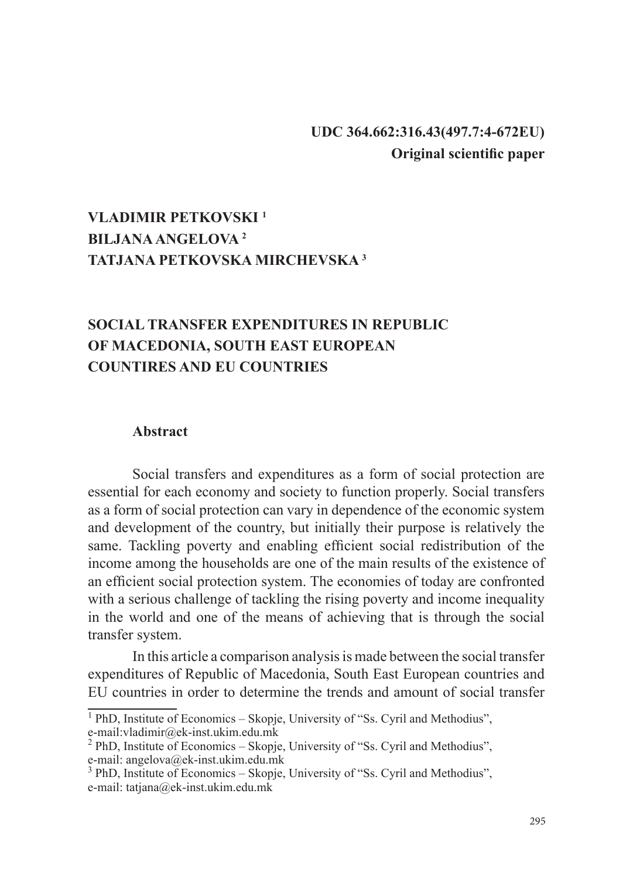**UDC 364.662:316.43(497.7:4-672EU)**
**Original scientific paper**

**VLADIMIR PETKOVSKI [1]**
**BILJANA ANGELOVA [2]**
**TATJANA PETKOVSKA MIRCHEVSKA [3]**

# SOCIAL TRANSFER EXPENDITURES IN REPUBLIC OF MACEDONIA, SOUTH EAST EUROPEAN COUNTIRES AND EU COUNTRIES

## Abstract

Social transfers and expenditures as a form of social protection are essential for each economy and society to function properly. Social transfers as a form of social protection can vary in dependence of the economic system and development of the country, but initially their purpose is relatively the same. Tackling poverty and enabling efficient social redistribution of the income among the households are one of the main results of the existence of an efficient social protection system. The economies of today are confronted with a serious challenge of tackling the rising poverty and income inequality in the world and one of the means of achieving that is through the social transfer system.

In this article a comparison analysis is made between the social transfer expenditures of Republic of Macedonia, South East European countries and EU countries in order to determine the trends and amount of social transfer

---

[1] PhD, Institute of Economics – Skopje, University of "Ss. Cyril and Methodius", e-mail:vladimir@ek-inst.ukim.edu.mk

[2] PhD, Institute of Economics – Skopje, University of "Ss. Cyril and Methodius", e-mail: angelova@ek-inst.ukim.edu.mk

[3] PhD, Institute of Economics – Skopje, University of "Ss. Cyril and Methodius", e-mail: tatjana@ek-inst.ukim.edu.mk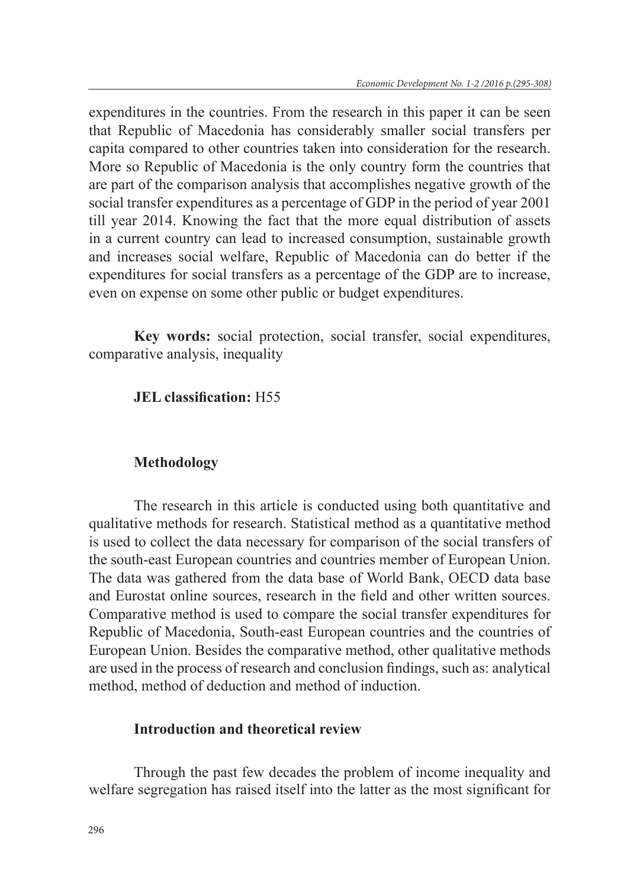expenditures in the countries. From the research in this paper it can be seen that Republic of Macedonia has considerably smaller social transfers per capita compared to other countries taken into consideration for the research. More so Republic of Macedonia is the only country form the countries that are part of the comparison analysis that accomplishes negative growth of the social transfer expenditures as a percentage of GDP in the period of year 2001 till year 2014. Knowing the fact that the more equal distribution of assets in a current country can lead to increased consumption, sustainable growth and increases social welfare, Republic of Macedonia can do better if the expenditures for social transfers as a percentage of the GDP are to increase, even on expense on some other public or budget expenditures.

**Key words:** social protection, social transfer, social expenditures, comparative analysis, inequality

**JEL classification:** H55

## Methodology

The research in this article is conducted using both quantitative and qualitative methods for research. Statistical method as a quantitative method is used to collect the data necessary for comparison of the social transfers of the south-east European countries and countries member of European Union. The data was gathered from the data base of World Bank, OECD data base and Eurostat online sources, research in the field and other written sources. Comparative method is used to compare the social transfer expenditures for Republic of Macedonia, South-east European countries and the countries of European Union. Besides the comparative method, other qualitative methods are used in the process of research and conclusion findings, such as: analytical method, method of deduction and method of induction.

## Introduction and theoretical review

Through the past few decades the problem of income inequality and welfare segregation has raised itself into the latter as the most significant for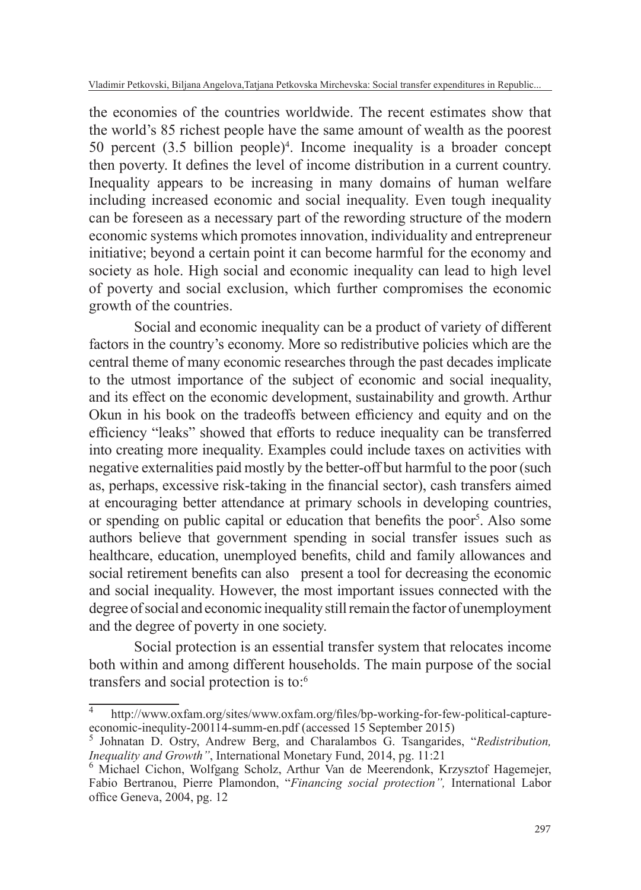the economies of the countries worldwide. The recent estimates show that the world's 85 richest people have the same amount of wealth as the poorest 50 percent (3.5 billion people)[4]. Income inequality is a broader concept then poverty. It defines the level of income distribution in a current country. Inequality appears to be increasing in many domains of human welfare including increased economic and social inequality. Even tough inequality can be foreseen as a necessary part of the rewording structure of the modern economic systems which promotes innovation, individuality and entrepreneur initiative; beyond a certain point it can become harmful for the economy and society as hole. High social and economic inequality can lead to high level of poverty and social exclusion, which further compromises the economic growth of the countries.

Social and economic inequality can be a product of variety of different factors in the country's economy. More so redistributive policies which are the central theme of many economic researches through the past decades implicate to the utmost importance of the subject of economic and social inequality, and its effect on the economic development, sustainability and growth. Arthur Okun in his book on the tradeoffs between efficiency and equity and on the efficiency "leaks" showed that efforts to reduce inequality can be transferred into creating more inequality. Examples could include taxes on activities with negative externalities paid mostly by the better-off but harmful to the poor (such as, perhaps, excessive risk-taking in the financial sector), cash transfers aimed at encouraging better attendance at primary schools in developing countries, or spending on public capital or education that benefits the poor[5]. Also some authors believe that government spending in social transfer issues such as healthcare, education, unemployed benefits, child and family allowances and social retirement benefits can also present a tool for decreasing the economic and social inequality. However, the most important issues connected with the degree of social and economic inequality still remain the factor of unemployment and the degree of poverty in one society.

Social protection is an essential transfer system that relocates income both within and among different households. The main purpose of the social transfers and social protection is to:[6]

---

[4] http://www.oxfam.org/sites/www.oxfam.org/files/bp-working-for-few-political-capture-economic-inequlity-200114-summ-en.pdf (accessed 15 September 2015)

[5] Johnatan D. Ostry, Andrew Berg, and Charalambos G. Tsangarides, "*Redistribution, Inequality and Growth"*, International Monetary Fund, 2014, pg. 11:21

[6] Michael Cichon, Wolfgang Scholz, Arthur Van de Meerendonk, Krzysztof Hagemejer, Fabio Bertranou, Pierre Plamondon, "*Financing social protection",* International Labor office Geneva, 2004, pg. 12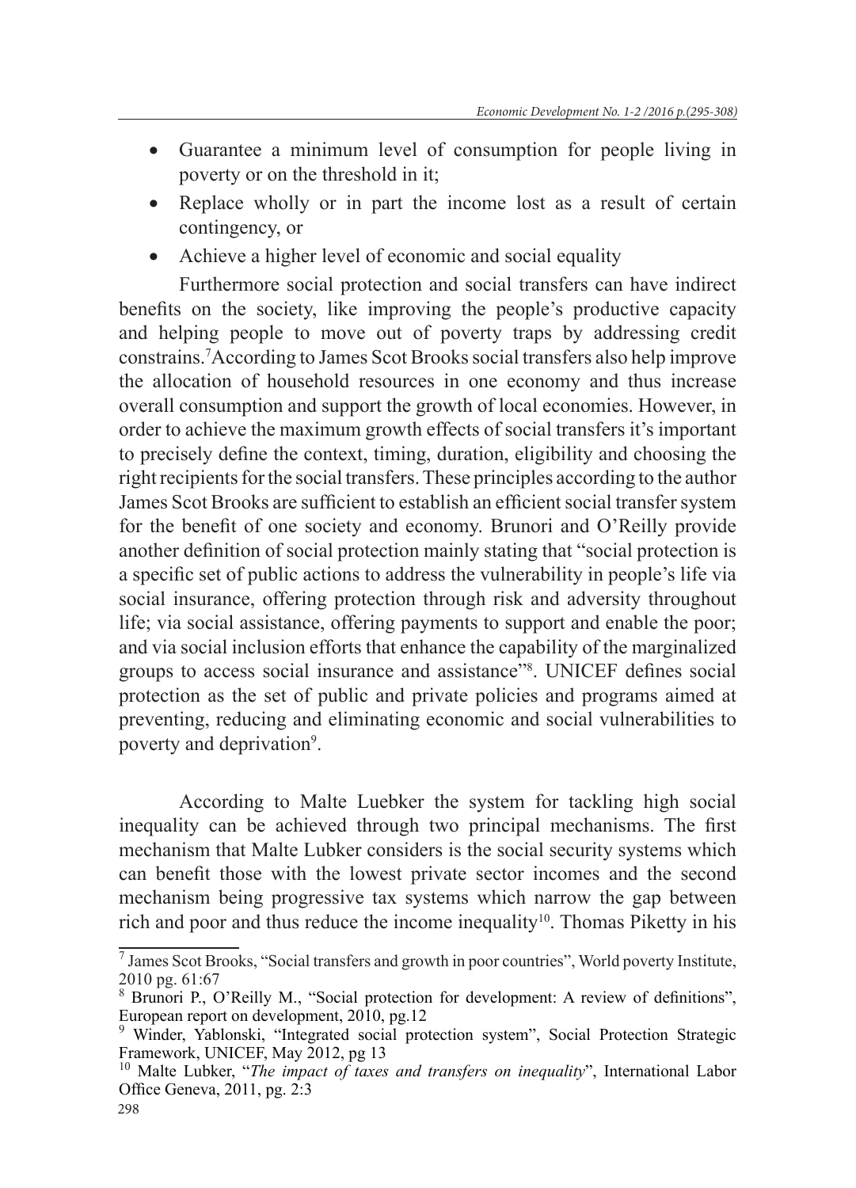- Guarantee a minimum level of consumption for people living in poverty or on the threshold in it;
- Replace wholly or in part the income lost as a result of certain contingency, or
- Achieve a higher level of economic and social equality

Furthermore social protection and social transfers can have indirect benefits on the society, like improving the people's productive capacity and helping people to move out of poverty traps by addressing credit constrains.[7] According to James Scot Brooks social transfers also help improve the allocation of household resources in one economy and thus increase overall consumption and support the growth of local economies. However, in order to achieve the maximum growth effects of social transfers it's important to precisely define the context, timing, duration, eligibility and choosing the right recipients for the social transfers. These principles according to the author James Scot Brooks are sufficient to establish an efficient social transfer system for the benefit of one society and economy. Brunori and O'Reilly provide another definition of social protection mainly stating that "social protection is a specific set of public actions to address the vulnerability in people's life via social insurance, offering protection through risk and adversity throughout life; via social assistance, offering payments to support and enable the poor; and via social inclusion efforts that enhance the capability of the marginalized groups to access social insurance and assistance"[8]. UNICEF defines social protection as the set of public and private policies and programs aimed at preventing, reducing and eliminating economic and social vulnerabilities to poverty and deprivation[9].

According to Malte Luebker the system for tackling high social inequality can be achieved through two principal mechanisms. The first mechanism that Malte Lubker considers is the social security systems which can benefit those with the lowest private sector incomes and the second mechanism being progressive tax systems which narrow the gap between rich and poor and thus reduce the income inequality[10]. Thomas Piketty in his

---

[7] James Scot Brooks, "Social transfers and growth in poor countries", World poverty Institute, 2010 pg. 61:67

[8] Brunori P., O'Reilly M., "Social protection for development: A review of definitions", European report on development, 2010, pg.12

[9] Winder, Yablonski, "Integrated social protection system", Social Protection Strategic Framework, UNICEF, May 2012, pg 13

[10] Malte Lubker, "*The impact of taxes and transfers on inequality*", International Labor Office Geneva, 2011, pg. 2:3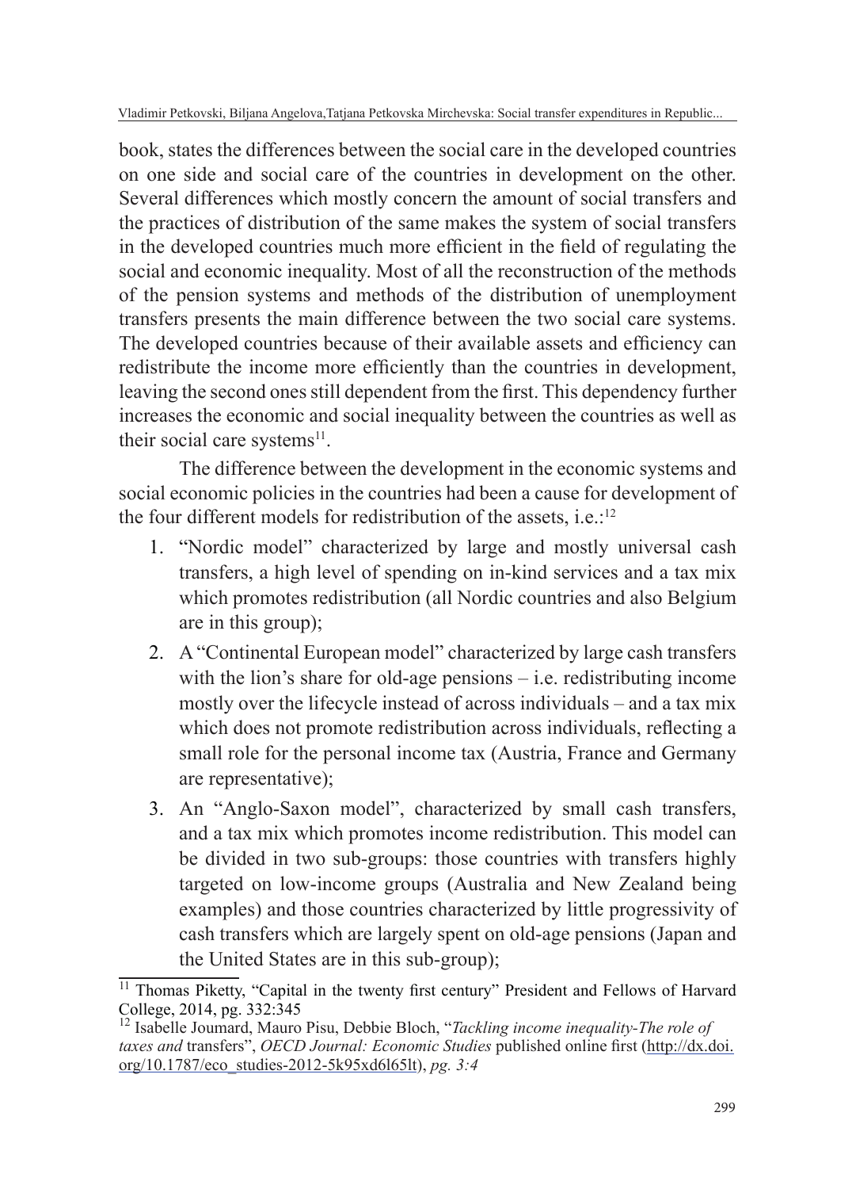book, states the differences between the social care in the developed countries on one side and social care of the countries in development on the other. Several differences which mostly concern the amount of social transfers and the practices of distribution of the same makes the system of social transfers in the developed countries much more efficient in the field of regulating the social and economic inequality. Most of all the reconstruction of the methods of the pension systems and methods of the distribution of unemployment transfers presents the main difference between the two social care systems. The developed countries because of their available assets and efficiency can redistribute the income more efficiently than the countries in development, leaving the second ones still dependent from the first. This dependency further increases the economic and social inequality between the countries as well as their social care systems[11].

The difference between the development in the economic systems and social economic policies in the countries had been a cause for development of the four different models for redistribution of the assets, i.e.:[12]

1. "Nordic model" characterized by large and mostly universal cash transfers, a high level of spending on in-kind services and a tax mix which promotes redistribution (all Nordic countries and also Belgium are in this group);
2. A "Continental European model" characterized by large cash transfers with the lion's share for old-age pensions – i.e. redistributing income mostly over the lifecycle instead of across individuals – and a tax mix which does not promote redistribution across individuals, reflecting a small role for the personal income tax (Austria, France and Germany are representative);
3. An "Anglo-Saxon model", characterized by small cash transfers, and a tax mix which promotes income redistribution. This model can be divided in two sub-groups: those countries with transfers highly targeted on low-income groups (Australia and New Zealand being examples) and those countries characterized by little progressivity of cash transfers which are largely spent on old-age pensions (Japan and the United States are in this sub-group);

---

[11] Thomas Piketty, "Capital in the twenty first century" President and Fellows of Harvard College, 2014, pg. 332:345

[12] Isabelle Joumard, Mauro Pisu, Debbie Bloch, "*Tackling income inequality-The role of taxes and* transfers", *OECD Journal: Economic Studies* published online first (http://dx.doi.org/10.1787/eco_studies-2012-5k95xd6l65lt), *pg. 3:4*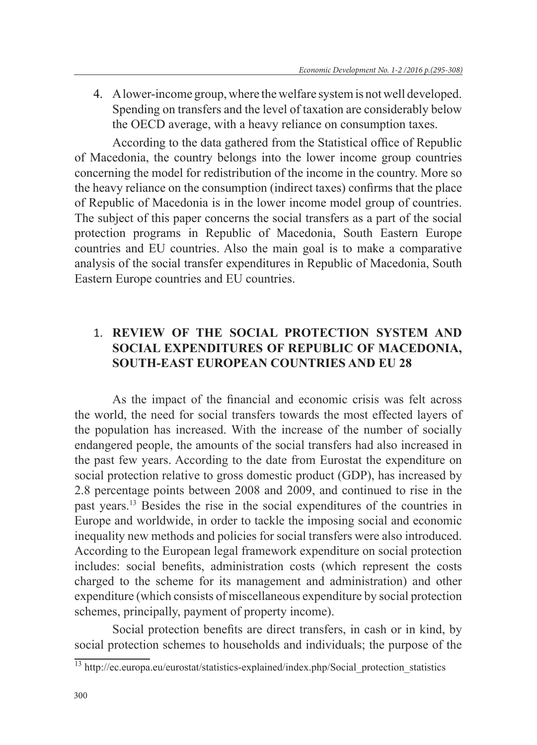4. A lower-income group, where the welfare system is not well developed. Spending on transfers and the level of taxation are considerably below the OECD average, with a heavy reliance on consumption taxes.

According to the data gathered from the Statistical office of Republic of Macedonia, the country belongs into the lower income group countries concerning the model for redistribution of the income in the country. More so the heavy reliance on the consumption (indirect taxes) confirms that the place of Republic of Macedonia is in the lower income model group of countries. The subject of this paper concerns the social transfers as a part of the social protection programs in Republic of Macedonia, South Eastern Europe countries and EU countries. Also the main goal is to make a comparative analysis of the social transfer expenditures in Republic of Macedonia, South Eastern Europe countries and EU countries.

## 1. REVIEW OF THE SOCIAL PROTECTION SYSTEM AND SOCIAL EXPENDITURES OF REPUBLIC OF MACEDONIA, SOUTH-EAST EUROPEAN COUNTRIES AND EU 28

As the impact of the financial and economic crisis was felt across the world, the need for social transfers towards the most effected layers of the population has increased. With the increase of the number of socially endangered people, the amounts of the social transfers had also increased in the past few years. According to the date from Eurostat the expenditure on social protection relative to gross domestic product (GDP), has increased by 2.8 percentage points between 2008 and 2009, and continued to rise in the past years.[13] Besides the rise in the social expenditures of the countries in Europe and worldwide, in order to tackle the imposing social and economic inequality new methods and policies for social transfers were also introduced. According to the European legal framework expenditure on social protection includes: social benefits, administration costs (which represent the costs charged to the scheme for its management and administration) and other expenditure (which consists of miscellaneous expenditure by social protection schemes, principally, payment of property income).

Social protection benefits are direct transfers, in cash or in kind, by social protection schemes to households and individuals; the purpose of the

[13] http://ec.europa.eu/eurostat/statistics-explained/index.php/Social_protection_statistics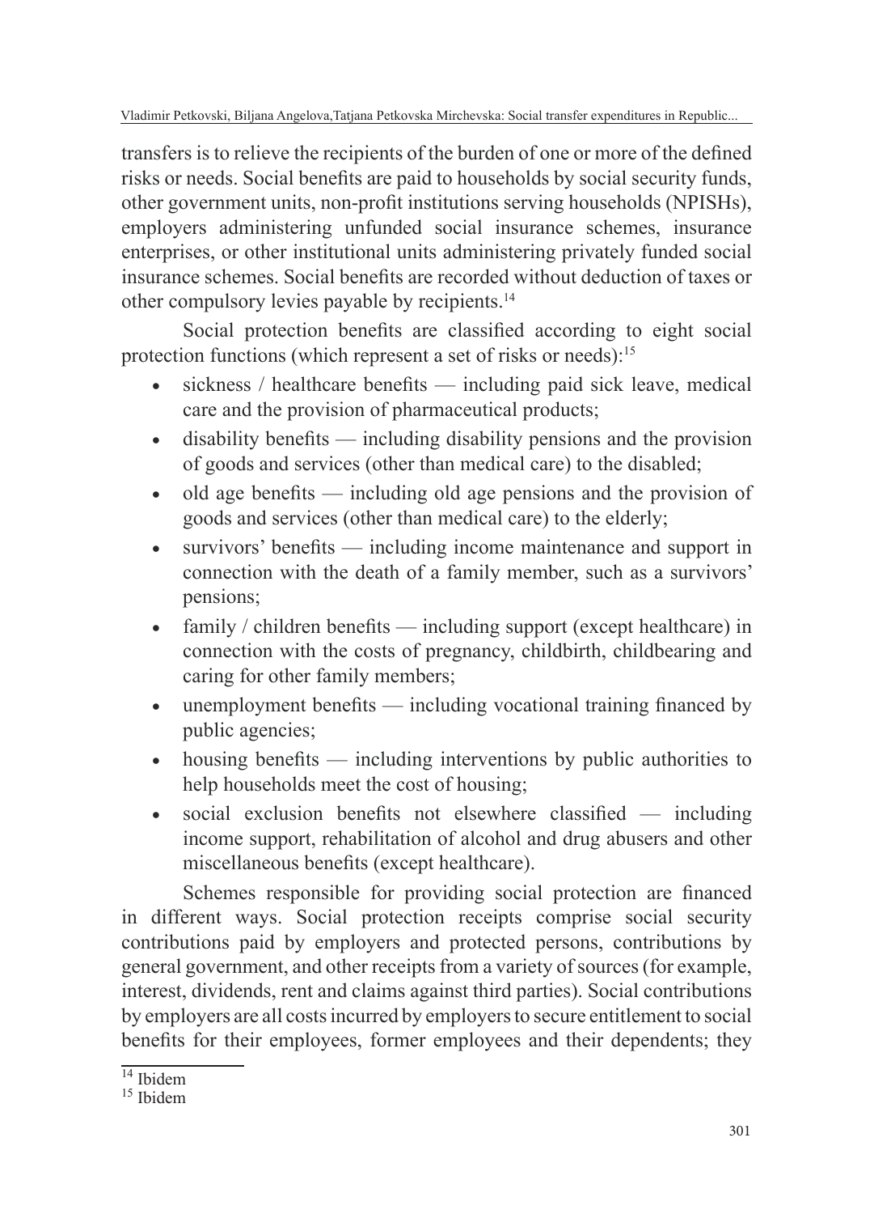transfers is to relieve the recipients of the burden of one or more of the defined risks or needs. Social benefits are paid to households by social security funds, other government units, non-profit institutions serving households (NPISHs), employers administering unfunded social insurance schemes, insurance enterprises, or other institutional units administering privately funded social insurance schemes. Social benefits are recorded without deduction of taxes or other compulsory levies payable by recipients.[14]

Social protection benefits are classified according to eight social protection functions (which represent a set of risks or needs):[15]

- sickness / healthcare benefits — including paid sick leave, medical care and the provision of pharmaceutical products;
- disability benefits — including disability pensions and the provision of goods and services (other than medical care) to the disabled;
- old age benefits — including old age pensions and the provision of goods and services (other than medical care) to the elderly;
- survivors' benefits — including income maintenance and support in connection with the death of a family member, such as a survivors' pensions;
- family / children benefits — including support (except healthcare) in connection with the costs of pregnancy, childbirth, childbearing and caring for other family members;
- unemployment benefits — including vocational training financed by public agencies;
- housing benefits — including interventions by public authorities to help households meet the cost of housing;
- social exclusion benefits not elsewhere classified — including income support, rehabilitation of alcohol and drug abusers and other miscellaneous benefits (except healthcare).

Schemes responsible for providing social protection are financed in different ways. Social protection receipts comprise social security contributions paid by employers and protected persons, contributions by general government, and other receipts from a variety of sources (for example, interest, dividends, rent and claims against third parties). Social contributions by employers are all costs incurred by employers to secure entitlement to social benefits for their employees, former employees and their dependents; they

[14] Ibidem

[15] Ibidem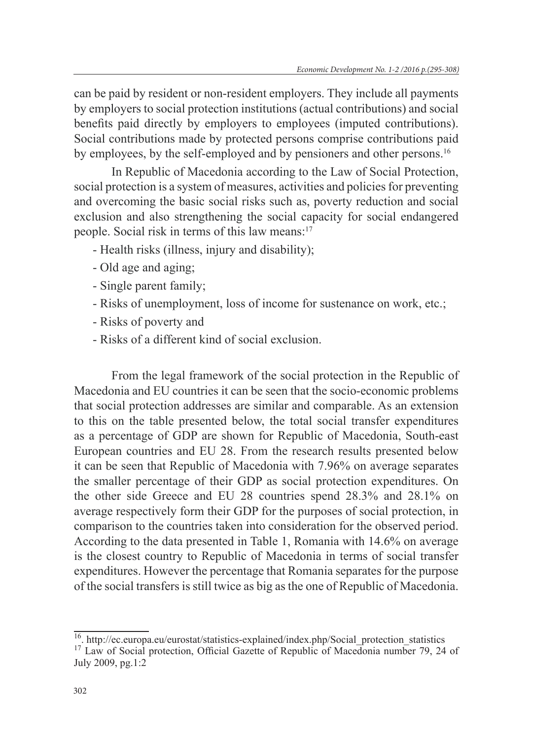can be paid by resident or non-resident employers. They include all payments by employers to social protection institutions (actual contributions) and social benefits paid directly by employers to employees (imputed contributions). Social contributions made by protected persons comprise contributions paid by employees, by the self-employed and by pensioners and other persons.[16]

In Republic of Macedonia according to the Law of Social Protection, social protection is a system of measures, activities and policies for preventing and overcoming the basic social risks such as, poverty reduction and social exclusion and also strengthening the social capacity for social endangered people. Social risk in terms of this law means:[17]

- Health risks (illness, injury and disability);
- Old age and aging;
- Single parent family;
- Risks of unemployment, loss of income for sustenance on work, etc.;
- Risks of poverty and
- Risks of a different kind of social exclusion.

From the legal framework of the social protection in the Republic of Macedonia and EU countries it can be seen that the socio-economic problems that social protection addresses are similar and comparable. As an extension to this on the table presented below, the total social transfer expenditures as a percentage of GDP are shown for Republic of Macedonia, South-east European countries and EU 28. From the research results presented below it can be seen that Republic of Macedonia with 7.96% on average separates the smaller percentage of their GDP as social protection expenditures. On the other side Greece and EU 28 countries spend 28.3% and 28.1% on average respectively form their GDP for the purposes of social protection, in comparison to the countries taken into consideration for the observed period. According to the data presented in Table 1, Romania with 14.6% on average is the closest country to Republic of Macedonia in terms of social transfer expenditures. However the percentage that Romania separates for the purpose of the social transfers is still twice as big as the one of Republic of Macedonia.

---

[16]. http://ec.europa.eu/eurostat/statistics-explained/index.php/Social_protection_statistics

[17] Law of Social protection, Official Gazette of Republic of Macedonia number 79, 24 of July 2009, pg.1:2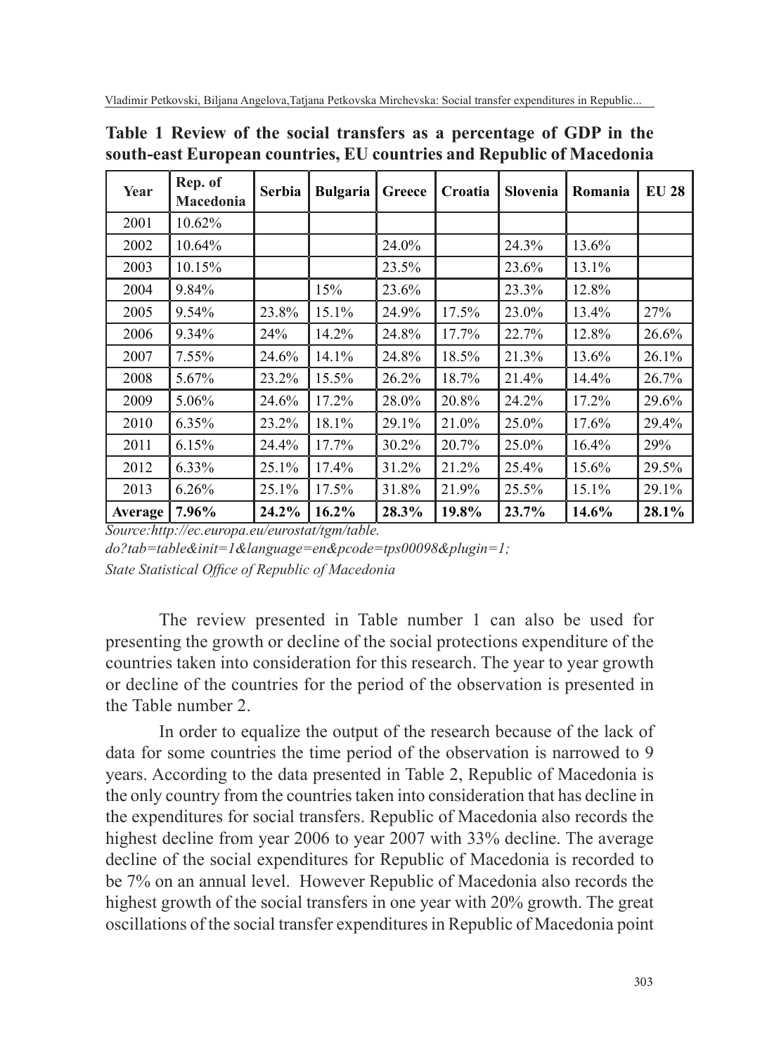**Table 1 Review of the social transfers as a percentage of GDP in the south-east European countries, EU countries and Republic of Macedonia**

| Year | Rep. of Macedonia | Serbia | Bulgaria | Greece | Croatia | Slovenia | Romania | EU 28 |
|---|---|---|---|---|---|---|---|---|
| 2001 | 10.62% | | | | | | | |
| 2002 | 10.64% | | | 24.0% | | 24.3% | 13.6% | |
| 2003 | 10.15% | | | 23.5% | | 23.6% | 13.1% | |
| 2004 | 9.84% | | 15% | 23.6% | | 23.3% | 12.8% | |
| 2005 | 9.54% | 23.8% | 15.1% | 24.9% | 17.5% | 23.0% | 13.4% | 27% |
| 2006 | 9.34% | 24% | 14.2% | 24.8% | 17.7% | 22.7% | 12.8% | 26.6% |
| 2007 | 7.55% | 24.6% | 14.1% | 24.8% | 18.5% | 21.3% | 13.6% | 26.1% |
| 2008 | 5.67% | 23.2% | 15.5% | 26.2% | 18.7% | 21.4% | 14.4% | 26.7% |
| 2009 | 5.06% | 24.6% | 17.2% | 28.0% | 20.8% | 24.2% | 17.2% | 29.6% |
| 2010 | 6.35% | 23.2% | 18.1% | 29.1% | 21.0% | 25.0% | 17.6% | 29.4% |
| 2011 | 6.15% | 24.4% | 17.7% | 30.2% | 20.7% | 25.0% | 16.4% | 29% |
| 2012 | 6.33% | 25.1% | 17.4% | 31.2% | 21.2% | 25.4% | 15.6% | 29.5% |
| 2013 | 6.26% | 25.1% | 17.5% | 31.8% | 21.9% | 25.5% | 15.1% | 29.1% |
| **Average** | **7.96%** | **24.2%** | **16.2%** | **28.3%** | **19.8%** | **23.7%** | **14.6%** | **28.1%** |

*Source:http://ec.europa.eu/eurostat/tgm/table.do?tab=table&init=1&language=en&pcode=tps00098&plugin=1; State Statistical Office of Republic of Macedonia*

The review presented in Table number 1 can also be used for presenting the growth or decline of the social protections expenditure of the countries taken into consideration for this research. The year to year growth or decline of the countries for the period of the observation is presented in the Table number 2.

In order to equalize the output of the research because of the lack of data for some countries the time period of the observation is narrowed to 9 years. According to the data presented in Table 2, Republic of Macedonia is the only country from the countries taken into consideration that has decline in the expenditures for social transfers. Republic of Macedonia also records the highest decline from year 2006 to year 2007 with 33% decline. The average decline of the social expenditures for Republic of Macedonia is recorded to be 7% on an annual level. However Republic of Macedonia also records the highest growth of the social transfers in one year with 20% growth. The great oscillations of the social transfer expenditures in Republic of Macedonia point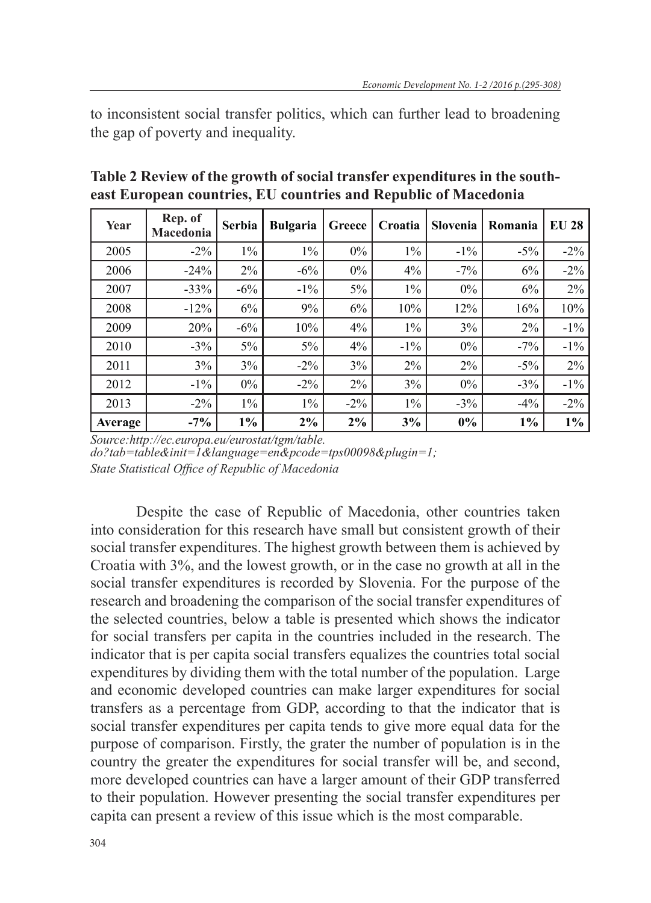to inconsistent social transfer politics, which can further lead to broadening the gap of poverty and inequality.

**Table 2 Review of the growth of social transfer expenditures in the south-east European countries, EU countries and Republic of Macedonia**

| Year | Rep. of Macedonia | Serbia | Bulgaria | Greece | Croatia | Slovenia | Romania | EU 28 |
|---|---|---|---|---|---|---|---|---|
| 2005 | -2% | 1% | 1% | 0% | 1% | -1% | -5% | -2% |
| 2006 | -24% | 2% | -6% | 0% | 4% | -7% | 6% | -2% |
| 2007 | -33% | -6% | -1% | 5% | 1% | 0% | 6% | 2% |
| 2008 | -12% | 6% | 9% | 6% | 10% | 12% | 16% | 10% |
| 2009 | 20% | -6% | 10% | 4% | 1% | 3% | 2% | -1% |
| 2010 | -3% | 5% | 5% | 4% | -1% | 0% | -7% | -1% |
| 2011 | 3% | 3% | -2% | 3% | 2% | 2% | -5% | 2% |
| 2012 | -1% | 0% | -2% | 2% | 3% | 0% | -3% | -1% |
| 2013 | -2% | 1% | 1% | -2% | 1% | -3% | -4% | -2% |
| **Average** | **-7%** | **1%** | **2%** | **2%** | **3%** | **0%** | **1%** | **1%** |

*Source:http://ec.europa.eu/eurostat/tgm/table.do?tab=table&init=1&language=en&pcode=tps00098&plugin=1; State Statistical Office of Republic of Macedonia*

Despite the case of Republic of Macedonia, other countries taken into consideration for this research have small but consistent growth of their social transfer expenditures. The highest growth between them is achieved by Croatia with 3%, and the lowest growth, or in the case no growth at all in the social transfer expenditures is recorded by Slovenia. For the purpose of the research and broadening the comparison of the social transfer expenditures of the selected countries, below a table is presented which shows the indicator for social transfers per capita in the countries included in the research. The indicator that is per capita social transfers equalizes the countries total social expenditures by dividing them with the total number of the population. Large and economic developed countries can make larger expenditures for social transfers as a percentage from GDP, according to that the indicator that is social transfer expenditures per capita tends to give more equal data for the purpose of comparison. Firstly, the grater the number of population is in the country the greater the expenditures for social transfer will be, and second, more developed countries can have a larger amount of their GDP transferred to their population. However presenting the social transfer expenditures per capita can present a review of this issue which is the most comparable.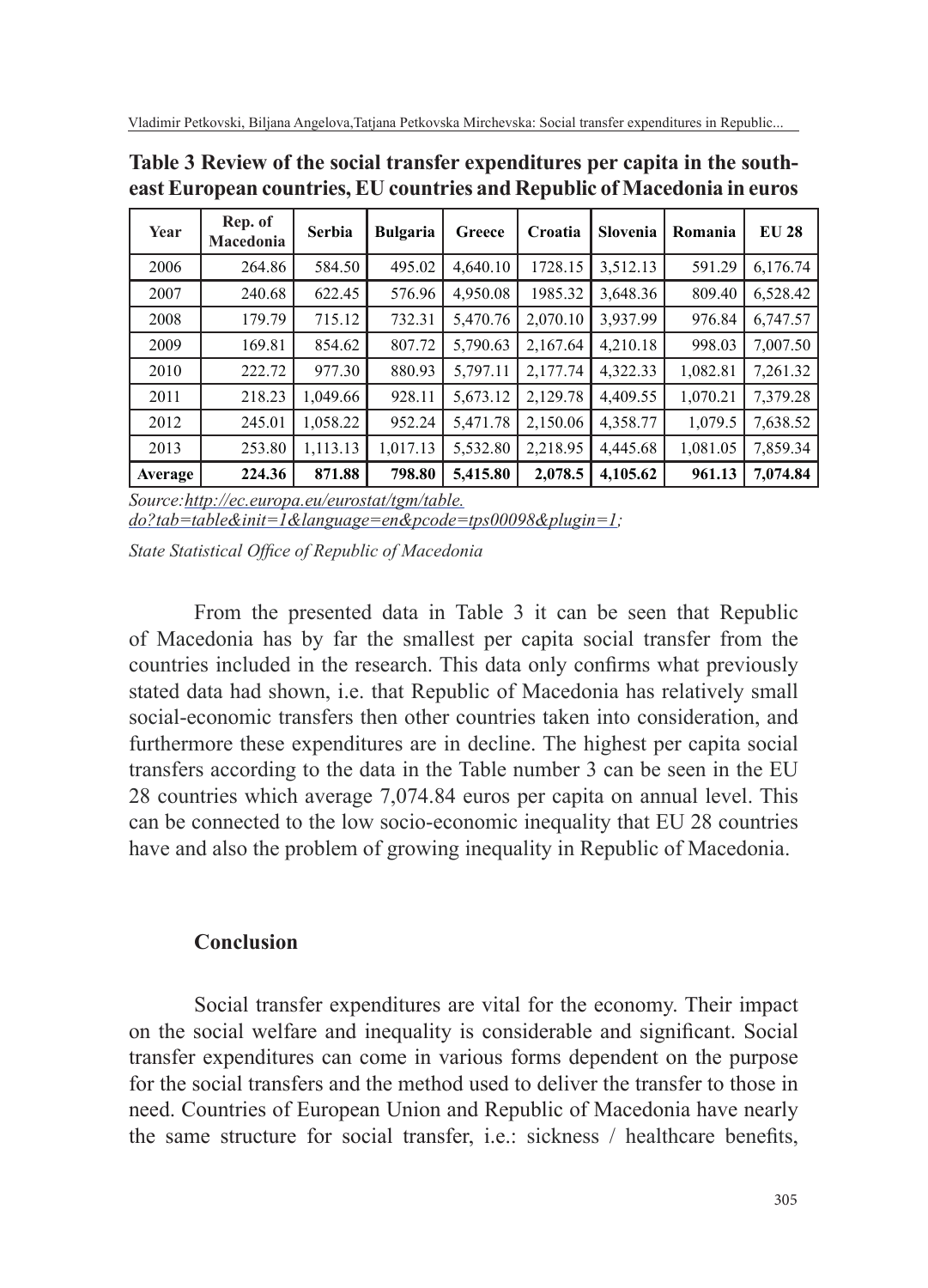**Table 3 Review of the social transfer expenditures per capita in the south-east European countries, EU countries and Republic of Macedonia in euros**

| Year | Rep. of Macedonia | Serbia | Bulgaria | Greece | Croatia | Slovenia | Romania | EU 28 |
|---|---|---|---|---|---|---|---|---|
| 2006 | 264.86 | 584.50 | 495.02 | 4,640.10 | 1728.15 | 3,512.13 | 591.29 | 6,176.74 |
| 2007 | 240.68 | 622.45 | 576.96 | 4,950.08 | 1985.32 | 3,648.36 | 809.40 | 6,528.42 |
| 2008 | 179.79 | 715.12 | 732.31 | 5,470.76 | 2,070.10 | 3,937.99 | 976.84 | 6,747.57 |
| 2009 | 169.81 | 854.62 | 807.72 | 5,790.63 | 2,167.64 | 4,210.18 | 998.03 | 7,007.50 |
| 2010 | 222.72 | 977.30 | 880.93 | 5,797.11 | 2,177.74 | 4,322.33 | 1,082.81 | 7,261.32 |
| 2011 | 218.23 | 1,049.66 | 928.11 | 5,673.12 | 2,129.78 | 4,409.55 | 1,070.21 | 7,379.28 |
| 2012 | 245.01 | 1,058.22 | 952.24 | 5,471.78 | 2,150.06 | 4,358.77 | 1,079.5 | 7,638.52 |
| 2013 | 253.80 | 1,113.13 | 1,017.13 | 5,532.80 | 2,218.95 | 4,445.68 | 1,081.05 | 7,859.34 |
| **Average** | **224.36** | **871.88** | **798.80** | **5,415.80** | **2,078.5** | **4,105.62** | **961.13** | **7,074.84** |

*Source: http://ec.europa.eu/eurostat/tgm/table.do?tab=table&init=1&language=en&pcode=tps00098&plugin=1;*

*State Statistical Office of Republic of Macedonia*

From the presented data in Table 3 it can be seen that Republic of Macedonia has by far the smallest per capita social transfer from the countries included in the research. This data only confirms what previously stated data had shown, i.e. that Republic of Macedonia has relatively small social-economic transfers then other countries taken into consideration, and furthermore these expenditures are in decline. The highest per capita social transfers according to the data in the Table number 3 can be seen in the EU 28 countries which average 7,074.84 euros per capita on annual level. This can be connected to the low socio-economic inequality that EU 28 countries have and also the problem of growing inequality in Republic of Macedonia.

## Conclusion

Social transfer expenditures are vital for the economy. Their impact on the social welfare and inequality is considerable and significant. Social transfer expenditures can come in various forms dependent on the purpose for the social transfers and the method used to deliver the transfer to those in need. Countries of European Union and Republic of Macedonia have nearly the same structure for social transfer, i.e.: sickness / healthcare benefits,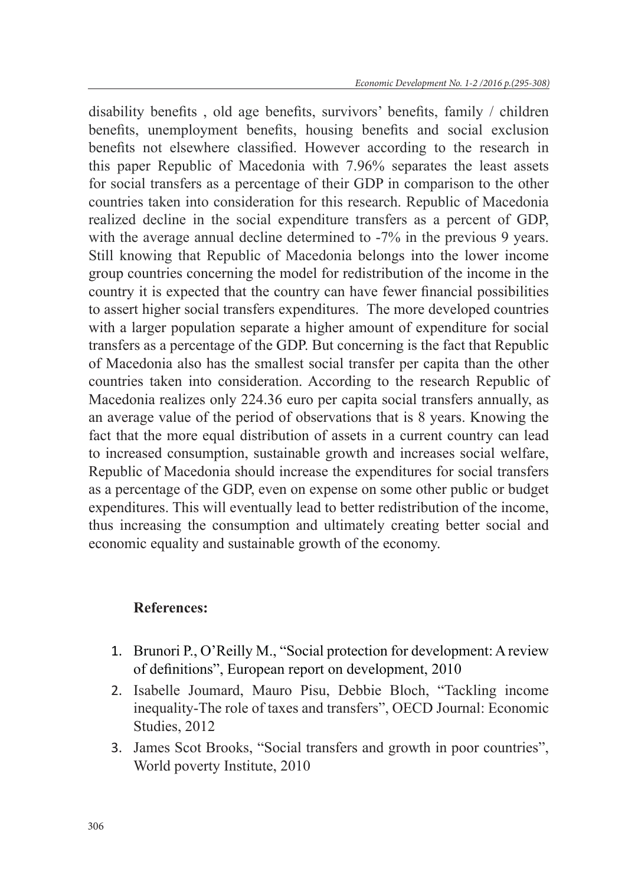disability benefits , old age benefits, survivors' benefits, family / children benefits, unemployment benefits, housing benefits and social exclusion benefits not elsewhere classified. However according to the research in this paper Republic of Macedonia with 7.96% separates the least assets for social transfers as a percentage of their GDP in comparison to the other countries taken into consideration for this research. Republic of Macedonia realized decline in the social expenditure transfers as a percent of GDP, with the average annual decline determined to -7% in the previous 9 years. Still knowing that Republic of Macedonia belongs into the lower income group countries concerning the model for redistribution of the income in the country it is expected that the country can have fewer financial possibilities to assert higher social transfers expenditures. The more developed countries with a larger population separate a higher amount of expenditure for social transfers as a percentage of the GDP. But concerning is the fact that Republic of Macedonia also has the smallest social transfer per capita than the other countries taken into consideration. According to the research Republic of Macedonia realizes only 224.36 euro per capita social transfers annually, as an average value of the period of observations that is 8 years. Knowing the fact that the more equal distribution of assets in a current country can lead to increased consumption, sustainable growth and increases social welfare, Republic of Macedonia should increase the expenditures for social transfers as a percentage of the GDP, even on expense on some other public or budget expenditures. This will eventually lead to better redistribution of the income, thus increasing the consumption and ultimately creating better social and economic equality and sustainable growth of the economy.

**References:**

1. Brunori P., O'Reilly M., "Social protection for development: A review of definitions", European report on development, 2010
2. Isabelle Joumard, Mauro Pisu, Debbie Bloch, "Tackling income inequality-The role of taxes and transfers", OECD Journal: Economic Studies, 2012
3. James Scot Brooks, "Social transfers and growth in poor countries", World poverty Institute, 2010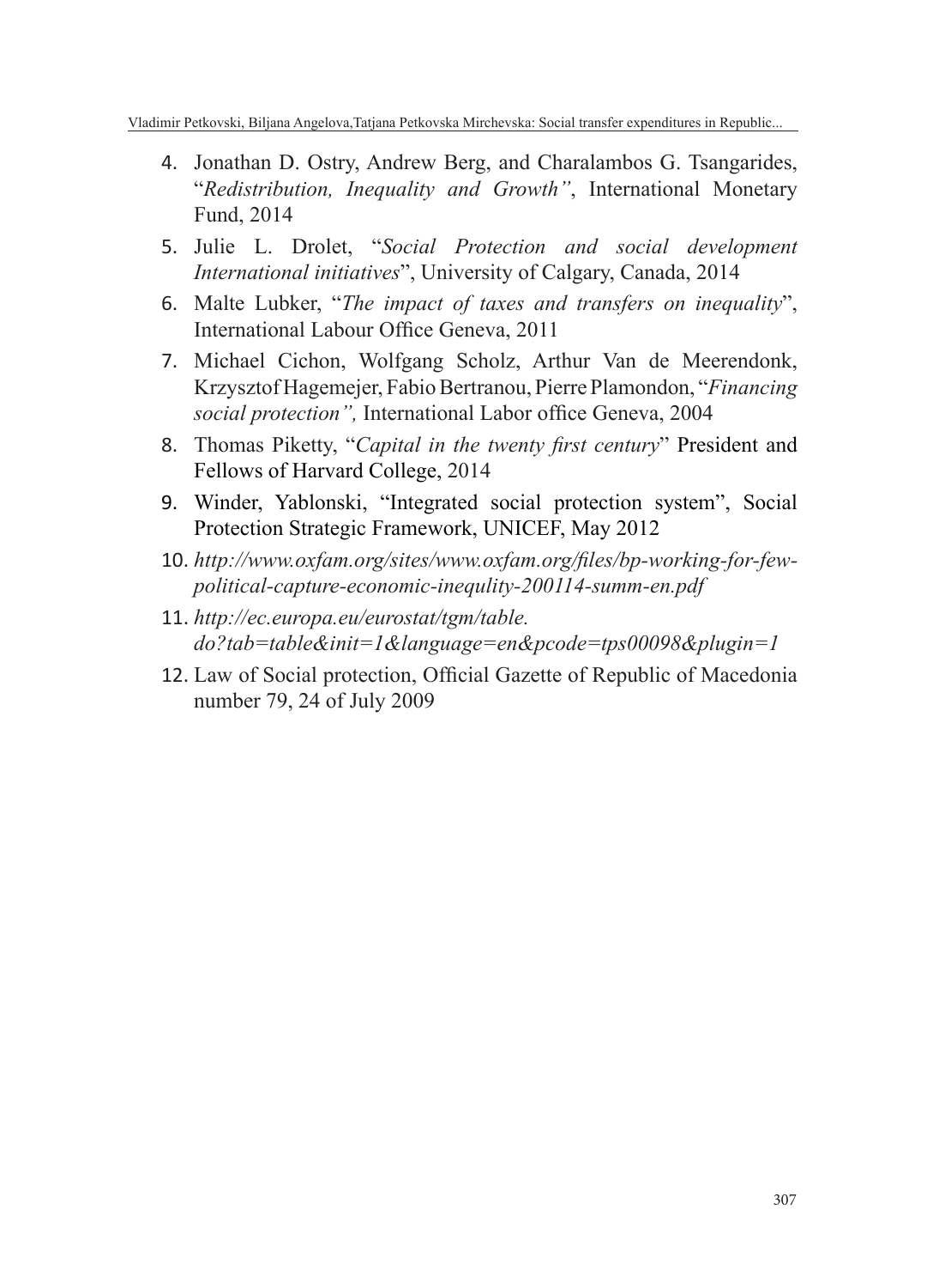4. Jonathan D. Ostry, Andrew Berg, and Charalambos G. Tsangarides, "*Redistribution, Inequality and Growth"*, International Monetary Fund, 2014
5. Julie L. Drolet, "*Social Protection and social development International initiatives*", University of Calgary, Canada, 2014
6. Malte Lubker, "*The impact of taxes and transfers on inequality*", International Labour Office Geneva, 2011
7. Michael Cichon, Wolfgang Scholz, Arthur Van de Meerendonk, Krzysztof Hagemejer, Fabio Bertranou, Pierre Plamondon, "*Financing social protection",* International Labor office Geneva, 2004
8. Thomas Piketty, "*Capital in the twenty first century*" President and Fellows of Harvard College, 2014
9. Winder, Yablonski, "Integrated social protection system", Social Protection Strategic Framework, UNICEF, May 2012
10. *http://www.oxfam.org/sites/www.oxfam.org/files/bp-working-for-few-political-capture-economic-inequlity-200114-summ-en.pdf*
11. *http://ec.europa.eu/eurostat/tgm/table.do?tab=table&init=1&language=en&pcode=tps00098&plugin=1*
12. Law of Social protection, Official Gazette of Republic of Macedonia number 79, 24 of July 2009